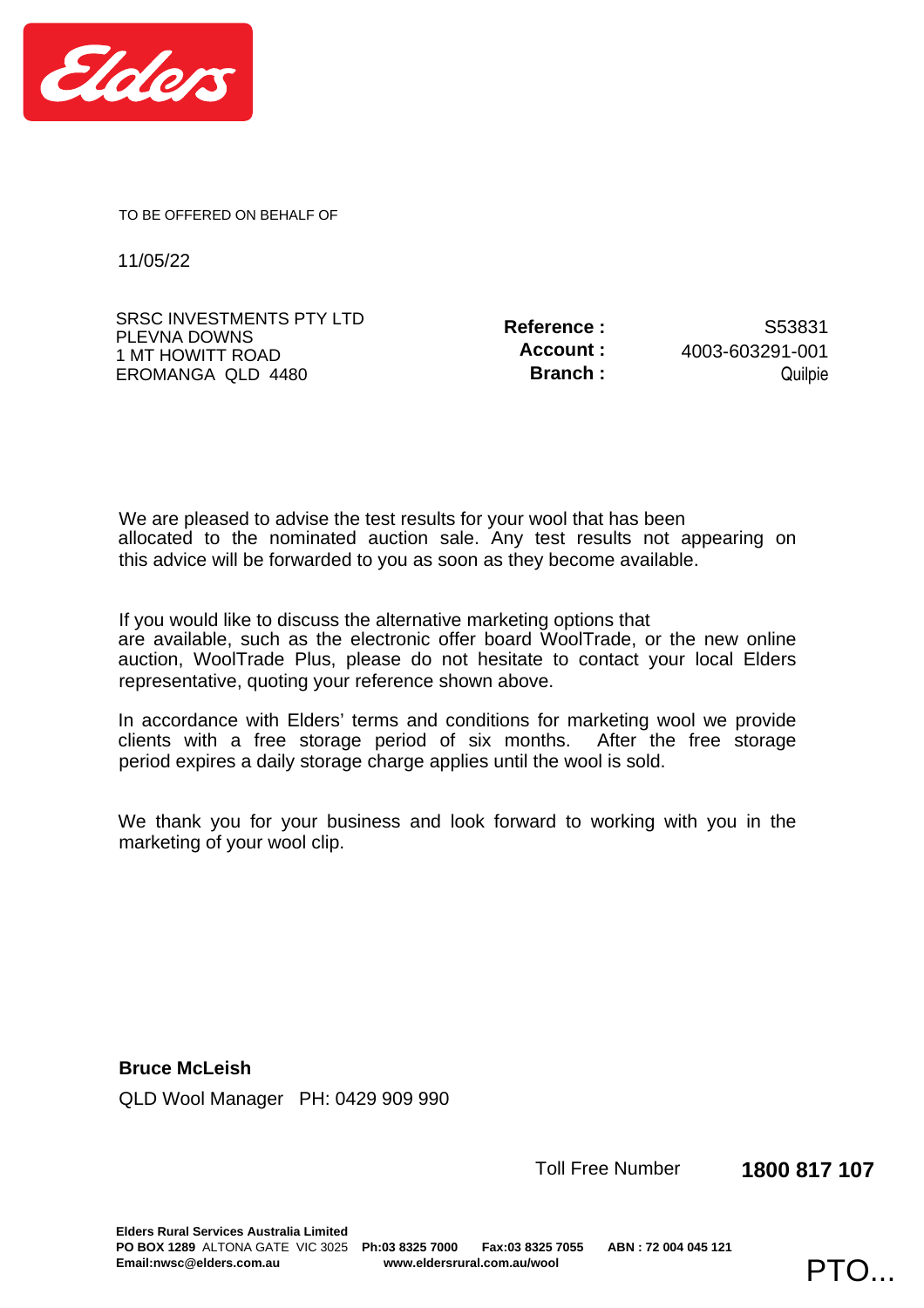Elders

TO BE OFFERED ON BEHALF OF

11/05/22

SRSC INVESTMENTS PTY LTD
PLEVNA DOWNS
1 MT HOWITT ROAD
EROMANGA QLD 4480

**Reference :** S53831
**Account :** 4003-603291-001
**Branch :** Quilpie

We are pleased to advise the test results for your wool that has been allocated to the nominated auction sale. Any test results not appearing on this advice will be forwarded to you as soon as they become available.

If you would like to discuss the alternative marketing options that are available, such as the electronic offer board WoolTrade, or the new online auction, WoolTrade Plus, please do not hesitate to contact your local Elders representative, quoting your reference shown above.

In accordance with Elders' terms and conditions for marketing wool we provide clients with a free storage period of six months. After the free storage period expires a daily storage charge applies until the wool is sold.

We thank you for your business and look forward to working with you in the marketing of your wool clip.

**Bruce McLeish**
QLD Wool Manager PH: 0429 909 990

Toll Free Number **1800 817 107**

**Elders Rural Services Australia Limited**
**PO BOX 1289** ALTONA GATE VIC 3025 **Ph:03 8325 7000** **Fax:03 8325 7055** **ABN : 72 004 045 121**
**Email:nwsc@elders.com.au** **www.eldersrural.com.au/wool**

PTO...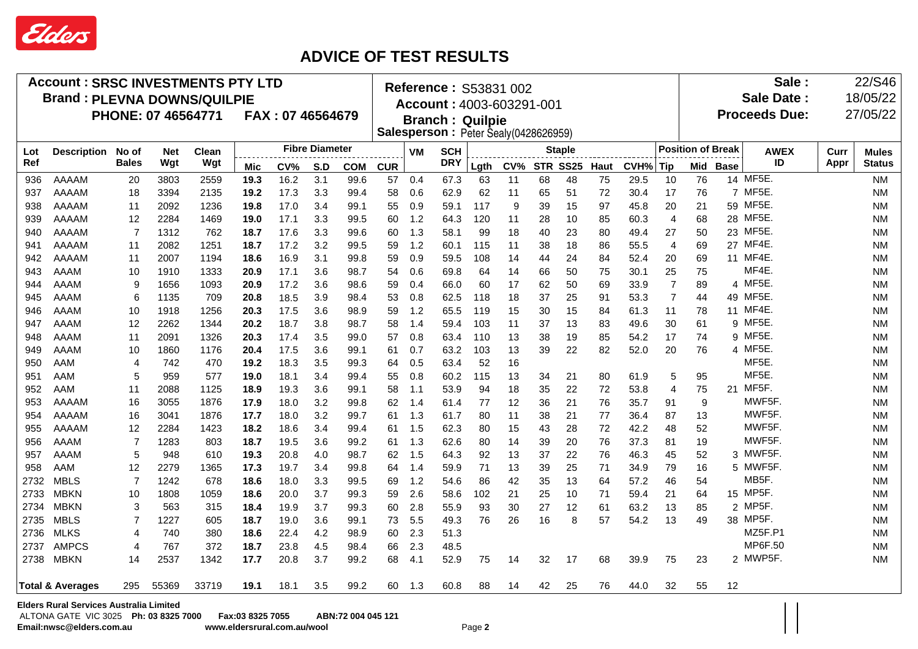Elders

# ADVICE OF TEST RESULTS

**Account : SRSC INVESTMENTS PTY LTD**
**Brand : PLEVNA DOWNS/QUILPIE**
**PHONE: 07 46564771 FAX : 07 46564679**

**Reference :** S53831 002
**Account :** 4003-603291-001
**Branch : Quilpie**
**Salesperson :** Peter Sealy(0428626959)

**Sale :** 22/S46
**Sale Date :** 18/05/22
**Proceeds Due:** 27/05/22

| Lot Ref | Description | No of Bales | Net Wgt | Clean Wgt | Fibre Diameter | | | | | VM | SCH DRY | Staple | | | | | | Position of Break | | | AWEX ID | Curr Appr | Mules Status |
|---|---|---|---|---|---|---|---|---|---|---|---|---|---|---|---|---|---|---|---|---|---|---|---|
| | | | | | Mic | CV% | S.D | COM | CUR | | | Lgth | CV% | STR | SS25 | Haut | CVH% | Tip | Mid | Base | | | |
| 936 | AAAAM | 20 | 3803 | 2559 | 19.3 | 16.2 | 3.1 | 99.6 | 57 | 0.4 | 67.3 | 63 | 11 | 68 | 48 | 75 | 29.5 | 10 | 76 | 14 | MF5E. | | NM |
| 937 | AAAAM | 18 | 3394 | 2135 | 19.2 | 17.3 | 3.3 | 99.4 | 58 | 0.6 | 62.9 | 62 | 11 | 65 | 51 | 72 | 30.4 | 17 | 76 | 7 | MF5E. | | NM |
| 938 | AAAAM | 11 | 2092 | 1236 | 19.8 | 17.0 | 3.4 | 99.1 | 55 | 0.9 | 59.1 | 117 | 9 | 39 | 15 | 97 | 45.8 | 20 | 21 | 59 | MF5E. | | NM |
| 939 | AAAAM | 12 | 2284 | 1469 | 19.0 | 17.1 | 3.3 | 99.5 | 60 | 1.2 | 64.3 | 120 | 11 | 28 | 10 | 85 | 60.3 | 4 | 68 | 28 | MF5E. | | NM |
| 940 | AAAAM | 7 | 1312 | 762 | 18.7 | 17.6 | 3.3 | 99.6 | 60 | 1.3 | 58.1 | 99 | 18 | 40 | 23 | 80 | 49.4 | 27 | 50 | 23 | MF5E. | | NM |
| 941 | AAAAM | 11 | 2082 | 1251 | 18.7 | 17.2 | 3.2 | 99.5 | 59 | 1.2 | 60.1 | 115 | 11 | 38 | 18 | 86 | 55.5 | 4 | 69 | 27 | MF4E. | | NM |
| 942 | AAAAM | 11 | 2007 | 1194 | 18.6 | 16.9 | 3.1 | 99.8 | 59 | 0.9 | 59.5 | 108 | 14 | 44 | 24 | 84 | 52.4 | 20 | 69 | 11 | MF4E. | | NM |
| 943 | AAAM | 10 | 1910 | 1333 | 20.9 | 17.1 | 3.6 | 98.7 | 54 | 0.6 | 69.8 | 64 | 14 | 66 | 50 | 75 | 30.1 | 25 | 75 | | MF4E. | | NM |
| 944 | AAAM | 9 | 1656 | 1093 | 20.9 | 17.2 | 3.6 | 98.6 | 59 | 0.4 | 66.0 | 60 | 17 | 62 | 50 | 69 | 33.9 | 7 | 89 | 4 | MF5E. | | NM |
| 945 | AAAM | 6 | 1135 | 709 | 20.8 | 18.5 | 3.9 | 98.4 | 53 | 0.8 | 62.5 | 118 | 18 | 37 | 25 | 91 | 53.3 | 7 | 44 | 49 | MF5E. | | NM |
| 946 | AAAM | 10 | 1918 | 1256 | 20.3 | 17.5 | 3.6 | 98.9 | 59 | 1.2 | 65.5 | 119 | 15 | 30 | 15 | 84 | 61.3 | 11 | 78 | 11 | MF4E. | | NM |
| 947 | AAAM | 12 | 2262 | 1344 | 20.2 | 18.7 | 3.8 | 98.7 | 58 | 1.4 | 59.4 | 103 | 11 | 37 | 13 | 83 | 49.6 | 30 | 61 | 9 | MF5E. | | NM |
| 948 | AAAM | 11 | 2091 | 1326 | 20.3 | 17.4 | 3.5 | 99.0 | 57 | 0.8 | 63.4 | 110 | 13 | 38 | 19 | 85 | 54.2 | 17 | 74 | 9 | MF5E. | | NM |
| 949 | AAAM | 10 | 1860 | 1176 | 20.4 | 17.5 | 3.6 | 99.1 | 61 | 0.7 | 63.2 | 103 | 13 | 39 | 22 | 82 | 52.0 | 20 | 76 | 4 | MF5E. | | NM |
| 950 | AAM | 4 | 742 | 470 | 19.2 | 18.3 | 3.5 | 99.3 | 64 | 0.5 | 63.4 | 52 | 16 | | | | | | | | MF5E. | | NM |
| 951 | AAM | 5 | 959 | 577 | 19.0 | 18.1 | 3.4 | 99.4 | 55 | 0.8 | 60.2 | 115 | 13 | 34 | 21 | 80 | 61.9 | 5 | 95 | | MF5E. | | NM |
| 952 | AAM | 11 | 2088 | 1125 | 18.9 | 19.3 | 3.6 | 99.1 | 58 | 1.1 | 53.9 | 94 | 18 | 35 | 22 | 72 | 53.8 | 4 | 75 | 21 | MF5F. | | NM |
| 953 | AAAAM | 16 | 3055 | 1876 | 17.9 | 18.0 | 3.2 | 99.8 | 62 | 1.4 | 61.4 | 77 | 12 | 36 | 21 | 76 | 35.7 | 91 | 9 | | MWF5F. | | NM |
| 954 | AAAAM | 16 | 3041 | 1876 | 17.7 | 18.0 | 3.2 | 99.7 | 61 | 1.3 | 61.7 | 80 | 11 | 38 | 21 | 77 | 36.4 | 87 | 13 | | MWF5F. | | NM |
| 955 | AAAAM | 12 | 2284 | 1423 | 18.2 | 18.6 | 3.4 | 99.4 | 61 | 1.5 | 62.3 | 80 | 15 | 43 | 28 | 72 | 42.2 | 48 | 52 | | MWF5F. | | NM |
| 956 | AAAM | 7 | 1283 | 803 | 18.7 | 19.5 | 3.6 | 99.2 | 61 | 1.3 | 62.6 | 80 | 14 | 39 | 20 | 76 | 37.3 | 81 | 19 | | MWF5F. | | NM |
| 957 | AAAM | 5 | 948 | 610 | 19.3 | 20.8 | 4.0 | 98.7 | 62 | 1.5 | 64.3 | 92 | 13 | 37 | 22 | 76 | 46.3 | 45 | 52 | 3 | MWF5F. | | NM |
| 958 | AAM | 12 | 2279 | 1365 | 17.3 | 19.7 | 3.4 | 99.8 | 64 | 1.4 | 59.9 | 71 | 13 | 39 | 25 | 71 | 34.9 | 79 | 16 | 5 | MWF5F. | | NM |
| 2732 | MBLS | 7 | 1242 | 678 | 18.6 | 18.0 | 3.3 | 99.5 | 69 | 1.2 | 54.6 | 86 | 42 | 35 | 13 | 64 | 57.2 | 46 | 54 | | MB5F. | | NM |
| 2733 | MBKN | 10 | 1808 | 1059 | 18.6 | 20.0 | 3.7 | 99.3 | 59 | 2.6 | 58.6 | 102 | 21 | 25 | 10 | 71 | 59.4 | 21 | 64 | 15 | MP5F. | | NM |
| 2734 | MBKN | 3 | 563 | 315 | 18.4 | 19.9 | 3.7 | 99.3 | 60 | 2.8 | 55.9 | 93 | 30 | 27 | 12 | 61 | 63.2 | 13 | 85 | 2 | MP5F. | | NM |
| 2735 | MBLS | 7 | 1227 | 605 | 18.7 | 19.0 | 3.6 | 99.1 | 73 | 5.5 | 49.3 | 76 | 26 | 16 | 8 | 57 | 54.2 | 13 | 49 | 38 | MP5F. | | NM |
| 2736 | MLKS | 4 | 740 | 380 | 18.6 | 22.4 | 4.2 | 98.9 | 60 | 2.3 | 51.3 | | | | | | | | | | MZ5F.P1 | | NM |
| 2737 | AMPCS | 4 | 767 | 372 | 18.7 | 23.8 | 4.5 | 98.4 | 66 | 2.3 | 48.5 | | | | | | | | | | MP6F.50 | | NM |
| 2738 | MBKN | 14 | 2537 | 1342 | 17.7 | 20.8 | 3.7 | 99.2 | 68 | 4.1 | 52.9 | 75 | 14 | 32 | 17 | 68 | 39.9 | 75 | 23 | 2 | MWP5F. | | NM |
| **Total & Averages** | | 295 | 55369 | 33719 | 19.1 | 18.1 | 3.5 | 99.2 | 60 | 1.3 | 60.8 | 88 | 14 | 42 | 25 | 76 | 44.0 | 32 | 55 | 12 | | | |

**Elders Rural Services Australia Limited**
ALTONA GATE VIC 3025 **Ph: 03 8325 7000** **Fax:03 8325 7055** **ABN:72 004 045 121**
**Email:nwsc@elders.com.au** **www.eldersrural.com.au/wool**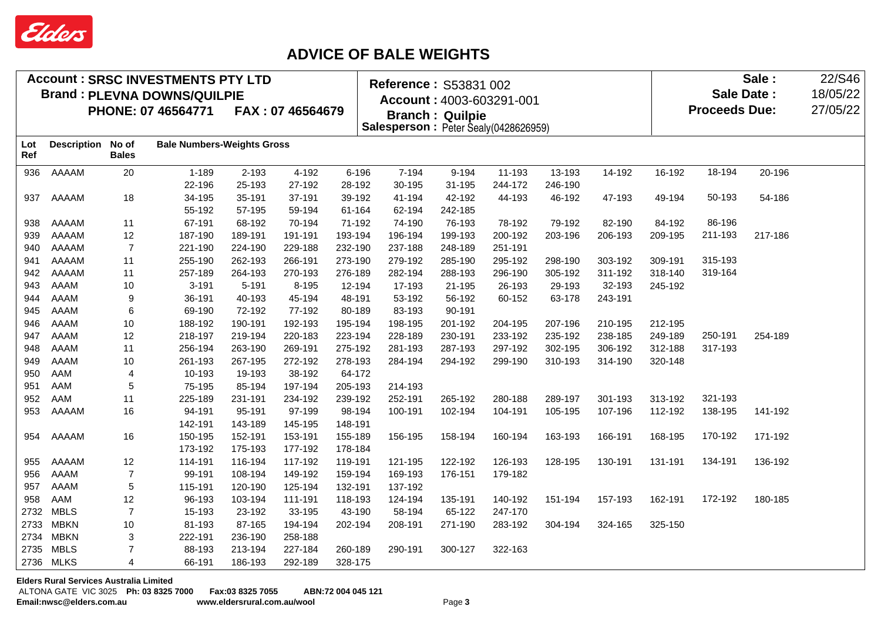Elders

# ADVICE OF BALE WEIGHTS

**Account : SRSC INVESTMENTS PTY LTD**
**Brand : PLEVNA DOWNS/QUILPIE**
**PHONE: 07 46564771 FAX : 07 46564679**

**Reference :** S53831 002
**Account :** 4003-603291-001
**Branch : Quilpie**
**Salesperson :** Peter Sealy(0428626959)

**Sale :** 22/S46
**Sale Date :** 18/05/22
**Proceeds Due:** 27/05/22

| Lot Ref | Description | No of Bales | Bale Numbers-Weights Gross | | | | | | | | | | | |
|---|---|---|---|---|---|---|---|---|---|---|---|---|---|---|
| 936 | AAAAM | 20 | 1-189 | 2-193 | 4-192 | 6-196 | 7-194 | 9-194 | 11-193 | 13-193 | 14-192 | 16-192 | 18-194 | 20-196 |
| | | | 22-196 | 25-193 | 27-192 | 28-192 | 30-195 | 31-195 | 244-172 | 246-190 | | | | |
| 937 | AAAAM | 18 | 34-195 | 35-191 | 37-191 | 39-192 | 41-194 | 42-192 | 44-193 | 46-192 | 47-193 | 49-194 | 50-193 | 54-186 |
| | | | 55-192 | 57-195 | 59-194 | 61-164 | 62-194 | 242-185 | | | | | | |
| 938 | AAAAM | 11 | 67-191 | 68-192 | 70-194 | 71-192 | 74-190 | 76-193 | 78-192 | 79-192 | 82-190 | 84-192 | 86-196 | |
| 939 | AAAAM | 12 | 187-190 | 189-191 | 191-191 | 193-194 | 196-194 | 199-193 | 200-192 | 203-196 | 206-193 | 209-195 | 211-193 | 217-186 |
| 940 | AAAAM | 7 | 221-190 | 224-190 | 229-188 | 232-190 | 237-188 | 248-189 | 251-191 | | | | | |
| 941 | AAAAM | 11 | 255-190 | 262-193 | 266-191 | 273-190 | 279-192 | 285-190 | 295-192 | 298-190 | 303-192 | 309-191 | 315-193 | |
| 942 | AAAAM | 11 | 257-189 | 264-193 | 270-193 | 276-189 | 282-194 | 288-193 | 296-190 | 305-192 | 311-192 | 318-140 | 319-164 | |
| 943 | AAAM | 10 | 3-191 | 5-191 | 8-195 | 12-194 | 17-193 | 21-195 | 26-193 | 29-193 | 32-193 | 245-192 | | |
| 944 | AAAM | 9 | 36-191 | 40-193 | 45-194 | 48-191 | 53-192 | 56-192 | 60-152 | 63-178 | 243-191 | | | |
| 945 | AAAM | 6 | 69-190 | 72-192 | 77-192 | 80-189 | 83-193 | 90-191 | | | | | | |
| 946 | AAAM | 10 | 188-192 | 190-191 | 192-193 | 195-194 | 198-195 | 201-192 | 204-195 | 207-196 | 210-195 | 212-195 | | |
| 947 | AAAM | 12 | 218-197 | 219-194 | 220-183 | 223-194 | 228-189 | 230-191 | 233-192 | 235-192 | 238-185 | 249-189 | 250-191 | 254-189 |
| 948 | AAAM | 11 | 256-194 | 263-190 | 269-191 | 275-192 | 281-193 | 287-193 | 297-192 | 302-195 | 306-192 | 312-188 | 317-193 | |
| 949 | AAAM | 10 | 261-193 | 267-195 | 272-192 | 278-193 | 284-194 | 294-192 | 299-190 | 310-193 | 314-190 | 320-148 | | |
| 950 | AAM | 4 | 10-193 | 19-193 | 38-192 | 64-172 | | | | | | | | |
| 951 | AAM | 5 | 75-195 | 85-194 | 197-194 | 205-193 | 214-193 | | | | | | | |
| 952 | AAM | 11 | 225-189 | 231-191 | 234-192 | 239-192 | 252-191 | 265-192 | 280-188 | 289-197 | 301-193 | 313-192 | 321-193 | |
| 953 | AAAAM | 16 | 94-191 | 95-191 | 97-199 | 98-194 | 100-191 | 102-194 | 104-191 | 105-195 | 107-196 | 112-192 | 138-195 | 141-192 |
| | | | 142-191 | 143-189 | 145-195 | 148-191 | | | | | | | | |
| 954 | AAAAM | 16 | 150-195 | 152-191 | 153-191 | 155-189 | 156-195 | 158-194 | 160-194 | 163-193 | 166-191 | 168-195 | 170-192 | 171-192 |
| | | | 173-192 | 175-193 | 177-192 | 178-184 | | | | | | | | |
| 955 | AAAAM | 12 | 114-191 | 116-194 | 117-192 | 119-191 | 121-195 | 122-192 | 126-193 | 128-195 | 130-191 | 131-191 | 134-191 | 136-192 |
| 956 | AAAM | 7 | 99-191 | 108-194 | 149-192 | 159-194 | 169-193 | 176-151 | 179-182 | | | | | |
| 957 | AAAM | 5 | 115-191 | 120-190 | 125-194 | 132-191 | 137-192 | | | | | | | |
| 958 | AAM | 12 | 96-193 | 103-194 | 111-191 | 118-193 | 124-194 | 135-191 | 140-192 | 151-194 | 157-193 | 162-191 | 172-192 | 180-185 |
| 2732 | MBLS | 7 | 15-193 | 23-192 | 33-195 | 43-190 | 58-194 | 65-122 | 247-170 | | | | | |
| 2733 | MBKN | 10 | 81-193 | 87-165 | 194-194 | 202-194 | 208-191 | 271-190 | 283-192 | 304-194 | 324-165 | 325-150 | | |
| 2734 | MBKN | 3 | 222-191 | 236-190 | 258-188 | | | | | | | | | |
| 2735 | MBLS | 7 | 88-193 | 213-194 | 227-184 | 260-189 | 290-191 | 300-127 | 322-163 | | | | | |
| 2736 | MLKS | 4 | 66-191 | 186-193 | 292-189 | 328-175 | | | | | | | | |

**Elders Rural Services Australia Limited**
ALTONA GATE VIC 3025 **Ph: 03 8325 7000** **Fax:03 8325 7055** **ABN:72 004 045 121**
**Email:nwsc@elders.com.au** **www.eldersrural.com.au/wool**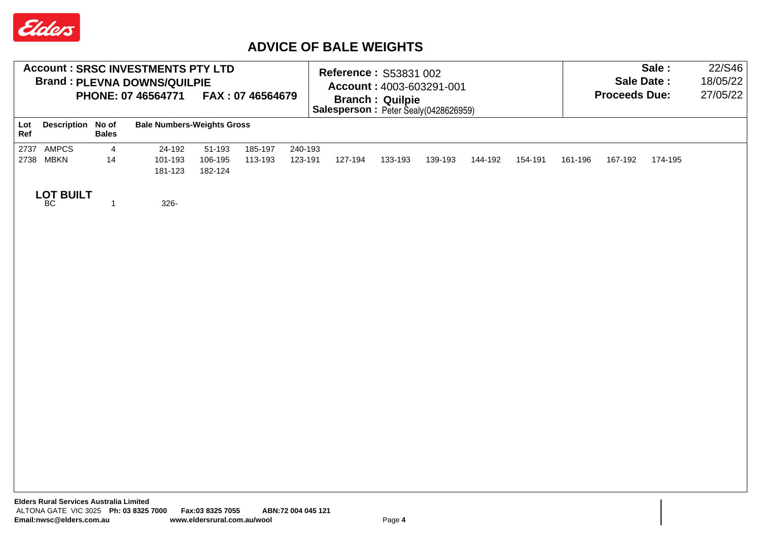Elders

# ADVICE OF BALE WEIGHTS

**Account : SRSC INVESTMENTS PTY LTD**
**Brand : PLEVNA DOWNS/QUILPIE**
**PHONE: 07 46564771 FAX : 07 46564679**

**Reference :** S53831 002
**Account :** 4003-603291-001
**Branch : Quilpie**
**Salesperson :** Peter Sealy(0428626959)

**Sale :** 22/S46
**Sale Date :** 18/05/22
**Proceeds Due:** 27/05/22

| Lot Ref | Description | No of Bales | Bale Numbers-Weights Gross | | | | | | | | | | | |
|---|---|---|---|---|---|---|---|---|---|---|---|---|---|---|
| 2737 | AMPCS | 4 | 24-192 | 51-193 | 185-197 | 240-193 | | | | | | | | |
| 2738 | MBKN | 14 | 101-193 | 106-195 | 113-193 | 123-191 | 127-194 | 133-193 | 139-193 | 144-192 | 154-191 | 161-196 | 167-192 | 174-195 |
| | | | 181-123 | 182-124 | | | | | | | | | | |

**LOT BUILT**

| | | | |
|---|---|---|---|
| | BC | 1 | 326- |

**Elders Rural Services Australia Limited**
ALTONA GATE VIC 3025 **Ph: 03 8325 7000** **Fax:03 8325 7055** **ABN:72 004 045 121**
**Email:nwsc@elders.com.au** **www.eldersrural.com.au/wool**